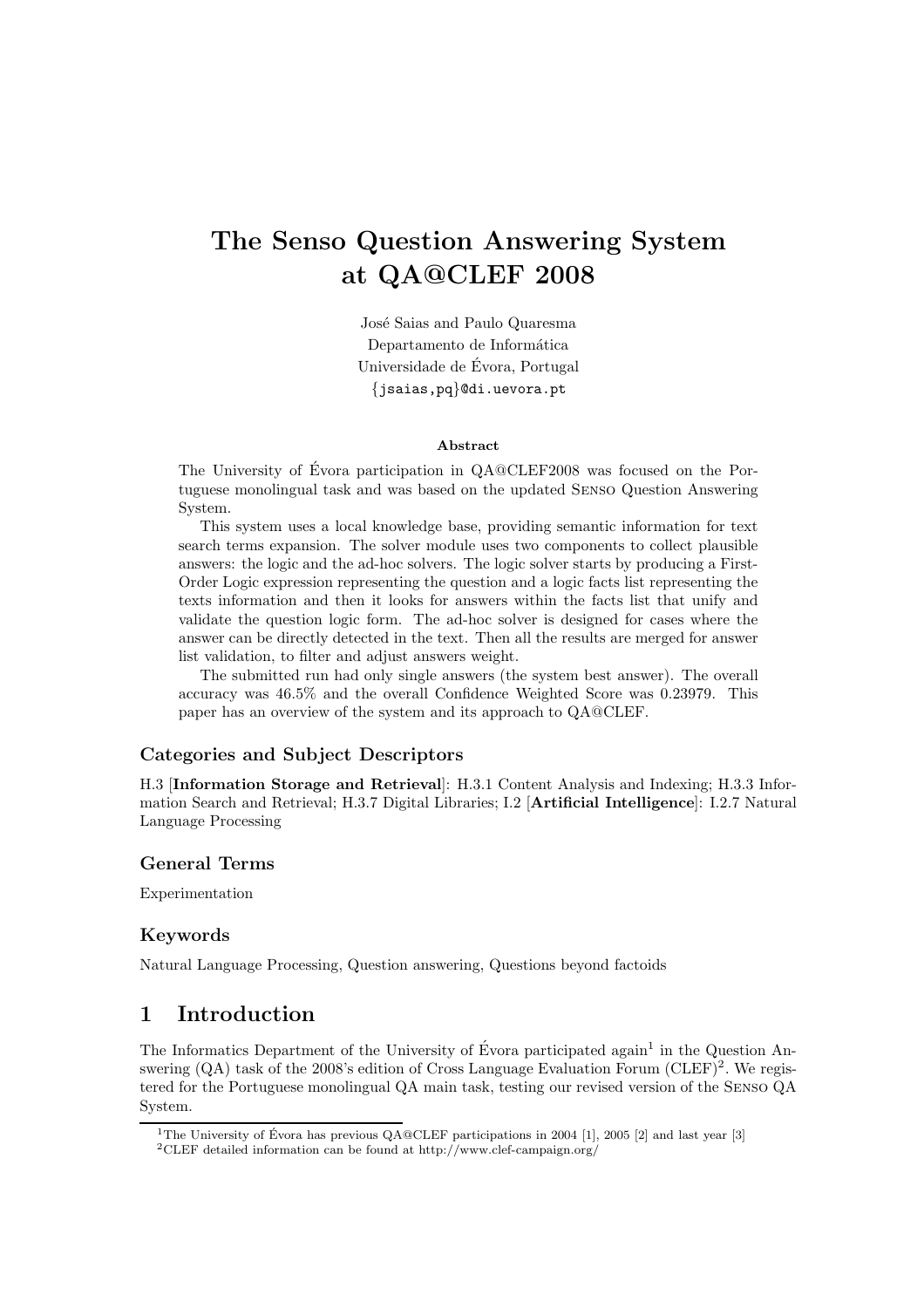# The Senso Question Answering System at QA@CLEF 2008

José Saias and Paulo Quaresma
Departamento de Informática
Universidade de Évora, Portugal
{jsaias,pq}@di.uevora.pt

### Abstract

The University of Évora participation in QA@CLEF2008 was focused on the Portuguese monolingual task and was based on the updated Senso Question Answering System.

This system uses a local knowledge base, providing semantic information for text search terms expansion. The solver module uses two components to collect plausible answers: the logic and the ad-hoc solvers. The logic solver starts by producing a First-Order Logic expression representing the question and a logic facts list representing the texts information and then it looks for answers within the facts list that unify and validate the question logic form. The ad-hoc solver is designed for cases where the answer can be directly detected in the text. Then all the results are merged for answer list validation, to filter and adjust answers weight.

The submitted run had only single answers (the system best answer). The overall accuracy was 46.5% and the overall Confidence Weighted Score was 0.23979. This paper has an overview of the system and its approach to QA@CLEF.

### Categories and Subject Descriptors

H.3 [**Information Storage and Retrieval**]: H.3.1 Content Analysis and Indexing; H.3.3 Information Search and Retrieval; H.3.7 Digital Libraries; I.2 [**Artificial Intelligence**]: I.2.7 Natural Language Processing

### General Terms

Experimentation

### Keywords

Natural Language Processing, Question answering, Questions beyond factoids

## 1 Introduction

The Informatics Department of the University of Évora participated again[1] in the Question Answering (QA) task of the 2008's edition of Cross Language Evaluation Forum (CLEF)[2]. We registered for the Portuguese monolingual QA main task, testing our revised version of the Senso QA System.

[1] The University of Évora has previous QA@CLEF participations in 2004 [1], 2005 [2] and last year [3]

[2] CLEF detailed information can be found at http://www.clef-campaign.org/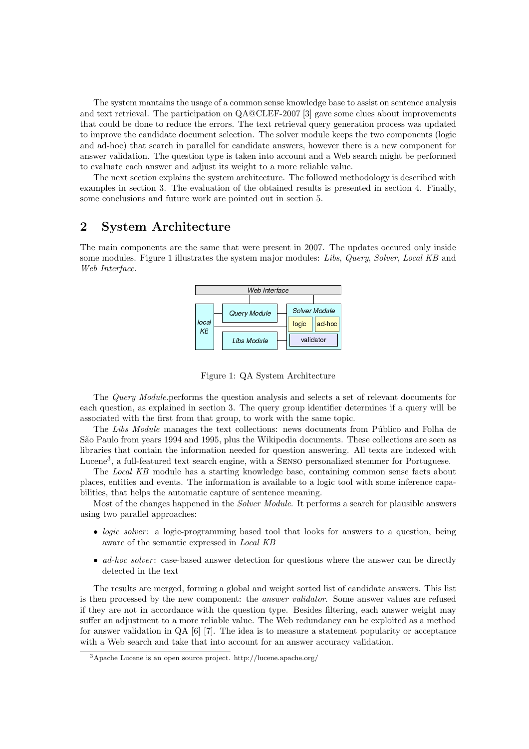The system mantains the usage of a common sense knowledge base to assist on sentence analysis and text retrieval. The participation on QA@CLEF-2007 [3] gave some clues about improvements that could be done to reduce the errors. The text retrieval query generation process was updated to improve the candidate document selection. The solver module keeps the two components (logic and ad-hoc) that search in parallel for candidate answers, however there is a new component for answer validation. The question type is taken into account and a Web search might be performed to evaluate each answer and adjust its weight to a more reliable value.

The next section explains the system architecture. The followed methodology is described with examples in section 3. The evaluation of the obtained results is presented in section 4. Finally, some conclusions and future work are pointed out in section 5.

## 2 System Architecture

The main components are the same that were present in 2007. The updates occured only inside some modules. Figure 1 illustrates the system major modules: *Libs*, *Query*, *Solver*, *Local KB* and *Web Interface*.

Figure 1: QA System Architecture

The *Query Module*.performs the question analysis and selects a set of relevant documents for each question, as explained in section 3. The query group identifier determines if a query will be associated with the first from that group, to work with the same topic.

The *Libs Module* manages the text collections: news documents from Público and Folha de São Paulo from years 1994 and 1995, plus the Wikipedia documents. These collections are seen as libraries that contain the information needed for question answering. All texts are indexed with Lucene[3], a full-featured text search engine, with a Senso personalized stemmer for Portuguese.

The *Local KB* module has a starting knowledge base, containing common sense facts about places, entities and events. The information is available to a logic tool with some inference capabilities, that helps the automatic capture of sentence meaning.

Most of the changes happened in the *Solver Module*. It performs a search for plausible answers using two parallel approaches:

- *logic solver*: a logic-programming based tool that looks for answers to a question, being aware of the semantic expressed in *Local KB*
- *ad-hoc solver*: case-based answer detection for questions where the answer can be directly detected in the text

The results are merged, forming a global and weight sorted list of candidate answers. This list is then processed by the new component: the *answer validator*. Some answer values are refused if they are not in accordance with the question type. Besides filtering, each answer weight may suffer an adjustment to a more reliable value. The Web redundancy can be exploited as a method for answer validation in QA [6] [7]. The idea is to measure a statement popularity or acceptance with a Web search and take that into account for an answer accuracy validation.

[3]Apache Lucene is an open source project. http://lucene.apache.org/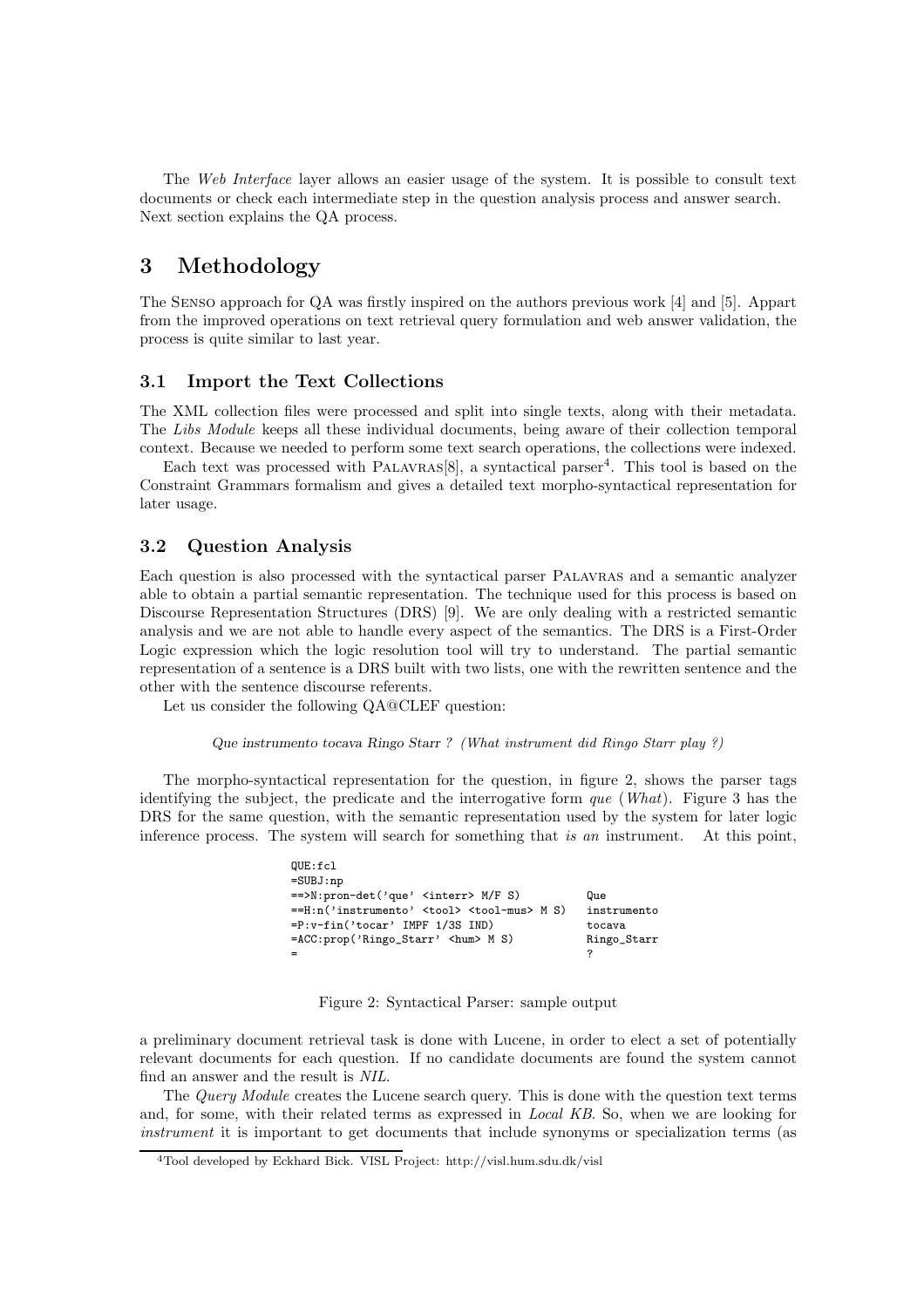The *Web Interface* layer allows an easier usage of the system. It is possible to consult text documents or check each intermediate step in the question analysis process and answer search. Next section explains the QA process.

# 3 Methodology

The Senso approach for QA was firstly inspired on the authors previous work [4] and [5]. Appart from the improved operations on text retrieval query formulation and web answer validation, the process is quite similar to last year.

## 3.1 Import the Text Collections

The XML collection files were processed and split into single texts, along with their metadata. The *Libs Module* keeps all these individual documents, being aware of their collection temporal context. Because we needed to perform some text search operations, the collections were indexed.

Each text was processed with Palavras[8], a syntactical parser[4]. This tool is based on the Constraint Grammars formalism and gives a detailed text morpho-syntactical representation for later usage.

## 3.2 Question Analysis

Each question is also processed with the syntactical parser Palavras and a semantic analyzer able to obtain a partial semantic representation. The technique used for this process is based on Discourse Representation Structures (DRS) [9]. We are only dealing with a restricted semantic analysis and we are not able to handle every aspect of the semantics. The DRS is a First-Order Logic expression which the logic resolution tool will try to understand. The partial semantic representation of a sentence is a DRS built with two lists, one with the rewritten sentence and the other with the sentence discourse referents.

Let us consider the following QA@CLEF question:

*Que instrumento tocava Ringo Starr ? (What instrument did Ringo Starr play ?)*

The morpho-syntactical representation for the question, in figure 2, shows the parser tags identifying the subject, the predicate and the interrogative form *que* (*What*). Figure 3 has the DRS for the same question, with the semantic representation used by the system for later logic inference process. The system will search for something that *is an* instrument. At this point,

```
QUE:fcl
=SUBJ:np
==>N:pron-det('que' <interr> M/F S)          Que
==H:n('instrumento' <tool> <tool-mus> M S)   instrumento
=P:v-fin('tocar' IMPF 1/3S IND)              tocava
=ACC:prop('Ringo_Starr' <hum> M S)           Ringo_Starr
=                                            ?
```

Figure 2: Syntactical Parser: sample output

a preliminary document retrieval task is done with Lucene, in order to elect a set of potentially relevant documents for each question. If no candidate documents are found the system cannot find an answer and the result is *NIL*.

The *Query Module* creates the Lucene search query. This is done with the question text terms and, for some, with their related terms as expressed in *Local KB*. So, when we are looking for *instrument* it is important to get documents that include synonyms or specialization terms (as

[4]Tool developed by Eckhard Bick. VISL Project: http://visl.hum.sdu.dk/visl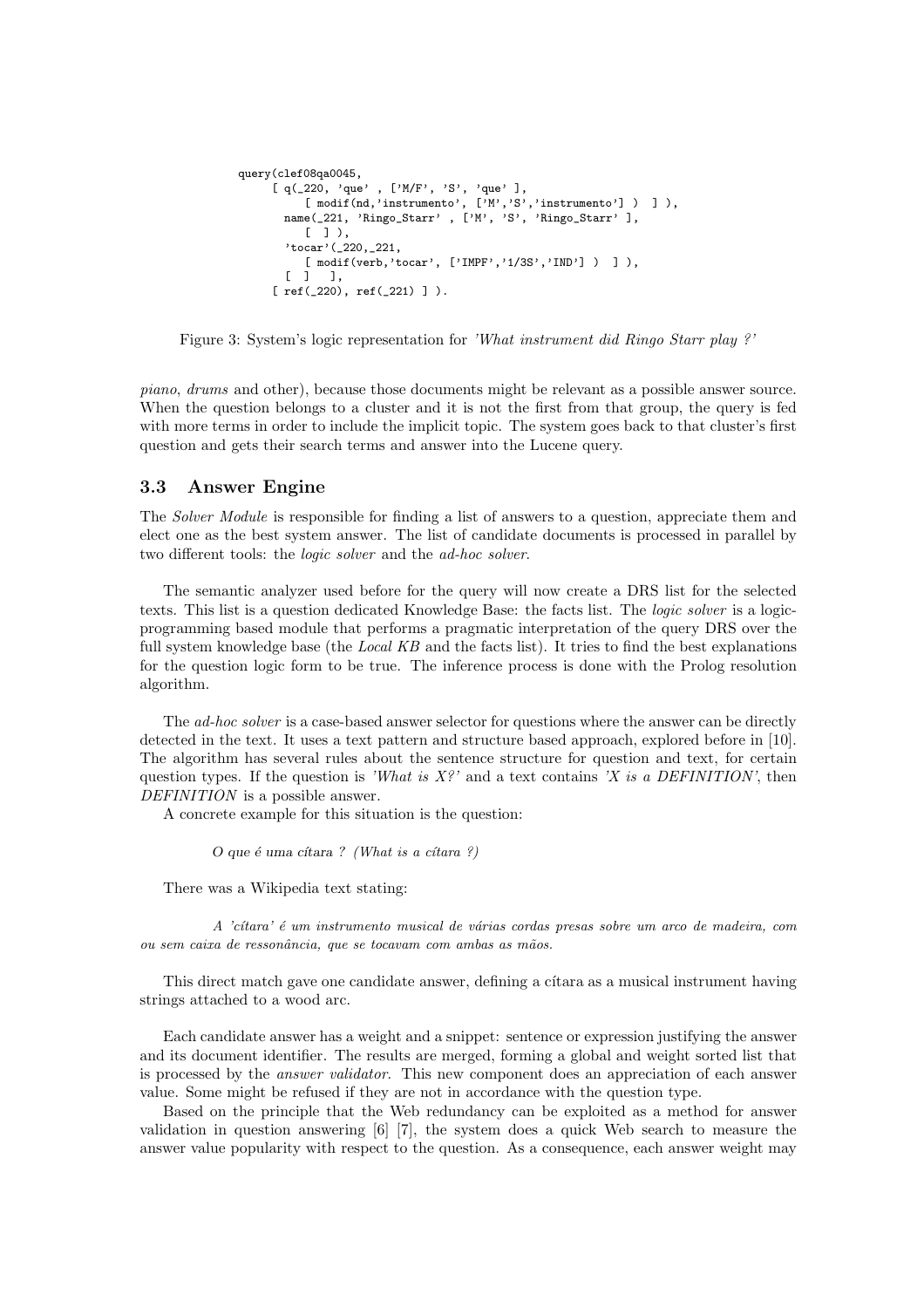```
query(clef08qa0045,
     [ q(_220, 'que' , ['M/F', 'S', 'que' ],
          [ modif(nd,'instrumento', ['M','S','instrumento'] )  ] ),
       name(_221, 'Ringo_Starr' , ['M', 'S', 'Ringo_Starr' ],
          [  ] ),
       'tocar'(_220,_221,
          [ modif(verb,'tocar', ['IMPF','1/3S','IND'] )  ] ),
       [  ]   ],
     [ ref(_220), ref(_221) ] ).
```

Figure 3: System's logic representation for *'What instrument did Ringo Starr play ?'*

*piano*, *drums* and other), because those documents might be relevant as a possible answer source. When the question belongs to a cluster and it is not the first from that group, the query is fed with more terms in order to include the implicit topic. The system goes back to that cluster's first question and gets their search terms and answer into the Lucene query.

### 3.3 Answer Engine

The *Solver Module* is responsible for finding a list of answers to a question, appreciate them and elect one as the best system answer. The list of candidate documents is processed in parallel by two different tools: the *logic solver* and the *ad-hoc solver*.

The semantic analyzer used before for the query will now create a DRS list for the selected texts. This list is a question dedicated Knowledge Base: the facts list. The *logic solver* is a logic-programming based module that performs a pragmatic interpretation of the query DRS over the full system knowledge base (the *Local KB* and the facts list). It tries to find the best explanations for the question logic form to be true. The inference process is done with the Prolog resolution algorithm.

The *ad-hoc solver* is a case-based answer selector for questions where the answer can be directly detected in the text. It uses a text pattern and structure based approach, explored before in [10]. The algorithm has several rules about the sentence structure for question and text, for certain question types. If the question is *'What is X?'* and a text contains *'X is a DEFINITION'*, then *DEFINITION* is a possible answer.

A concrete example for this situation is the question:

> *O que é uma cítara ? (What is a cítara ?)*

There was a Wikipedia text stating:

> *A 'cítara' é um instrumento musical de várias cordas presas sobre um arco de madeira, com ou sem caixa de ressonância, que se tocavam com ambas as mãos.*

This direct match gave one candidate answer, defining a cítara as a musical instrument having strings attached to a wood arc.

Each candidate answer has a weight and a snippet: sentence or expression justifying the answer and its document identifier. The results are merged, forming a global and weight sorted list that is processed by the *answer validator*. This new component does an appreciation of each answer value. Some might be refused if they are not in accordance with the question type.

Based on the principle that the Web redundancy can be exploited as a method for answer validation in question answering [6] [7], the system does a quick Web search to measure the answer value popularity with respect to the question. As a consequence, each answer weight may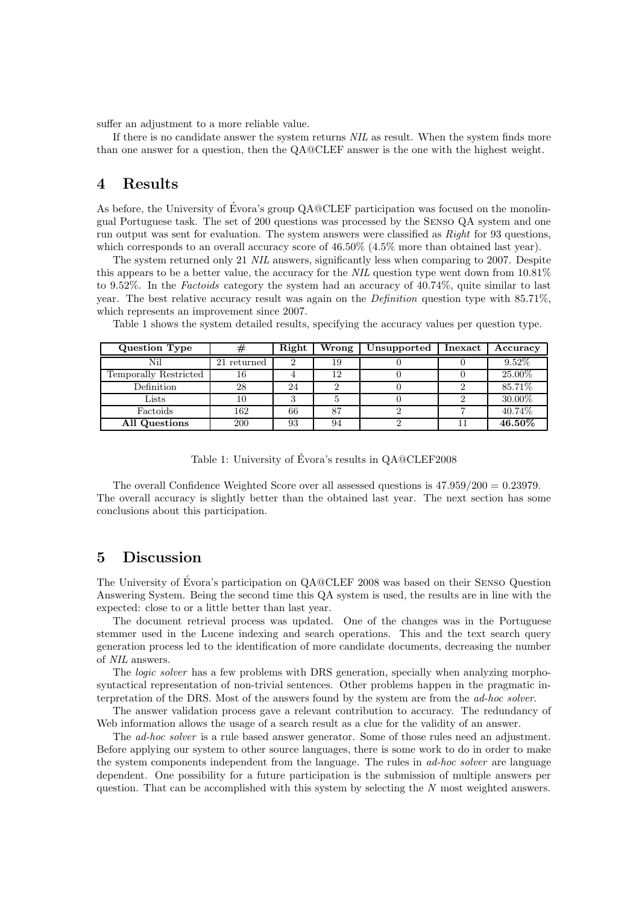suffer an adjustment to a more reliable value.

If there is no candidate answer the system returns *NIL* as result. When the system finds more than one answer for a question, then the QA@CLEF answer is the one with the highest weight.

# 4 Results

As before, the University of Évora's group QA@CLEF participation was focused on the monolingual Portuguese task. The set of 200 questions was processed by the Senso QA system and one run output was sent for evaluation. The system answers were classified as *Right* for 93 questions, which corresponds to an overall accuracy score of 46.50% (4.5% more than obtained last year).

The system returned only 21 *NIL* answers, significantly less when comparing to 2007. Despite this appears to be a better value, the accuracy for the *NIL* question type went down from 10.81% to 9.52%. In the *Factoids* category the system had an accuracy of 40.74%, quite similar to last year. The best relative accuracy result was again on the *Definition* question type with 85.71%, which represents an improvement since 2007.

Table 1 shows the system detailed results, specifying the accuracy values per question type.

| Question Type | # | Right | Wrong | Unsupported | Inexact | Accuracy |
|---|---|---|---|---|---|---|
| Nil | 21 returned | 2 | 19 | 0 | 0 | 9.52% |
| Temporally Restricted | 16 | 4 | 12 | 0 | 0 | 25.00% |
| Definition | 28 | 24 | 2 | 0 | 2 | 85.71% |
| Lists | 10 | 3 | 5 | 0 | 2 | 30.00% |
| Factoids | 162 | 66 | 87 | 2 | 7 | 40.74% |
| **All Questions** | 200 | 93 | 94 | 2 | 11 | **46.50%** |

Table 1: University of Évora's results in QA@CLEF2008

The overall Confidence Weighted Score over all assessed questions is $47.959/200 = 0.23979$. The overall accuracy is slightly better than the obtained last year. The next section has some conclusions about this participation.

# 5 Discussion

The University of Évora's participation on QA@CLEF 2008 was based on their Senso Question Answering System. Being the second time this QA system is used, the results are in line with the expected: close to or a little better than last year.

The document retrieval process was updated. One of the changes was in the Portuguese stemmer used in the Lucene indexing and search operations. This and the text search query generation process led to the identification of more candidate documents, decreasing the number of *NIL* answers.

The *logic solver* has a few problems with DRS generation, specially when analyzing morphosyntactical representation of non-trivial sentences. Other problems happen in the pragmatic interpretation of the DRS. Most of the answers found by the system are from the *ad-hoc solver*.

The answer validation process gave a relevant contribution to accuracy. The redundancy of Web information allows the usage of a search result as a clue for the validity of an answer.

The *ad-hoc solver* is a rule based answer generator. Some of those rules need an adjustment. Before applying our system to other source languages, there is some work to do in order to make the system components independent from the language. The rules in *ad-hoc solver* are language dependent. One possibility for a future participation is the submission of multiple answers per question. That can be accomplished with this system by selecting the $N$ most weighted answers.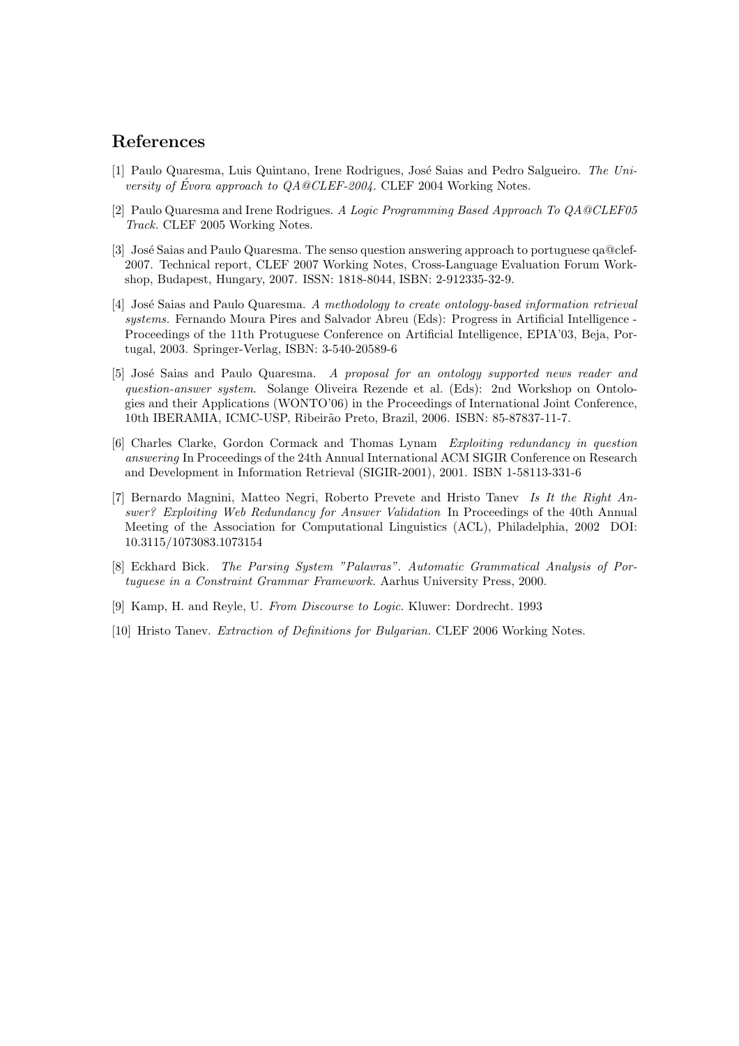## References

[1] Paulo Quaresma, Luis Quintano, Irene Rodrigues, José Saias and Pedro Salgueiro. *The University of Évora approach to QA@CLEF-2004*. CLEF 2004 Working Notes.

[2] Paulo Quaresma and Irene Rodrigues. *A Logic Programming Based Approach To QA@CLEF05 Track*. CLEF 2005 Working Notes.

[3] José Saias and Paulo Quaresma. The senso question answering approach to portuguese qa@clef-2007. Technical report, CLEF 2007 Working Notes, Cross-Language Evaluation Forum Workshop, Budapest, Hungary, 2007. ISSN: 1818-8044, ISBN: 2-912335-32-9.

[4] José Saias and Paulo Quaresma. *A methodology to create ontology-based information retrieval systems*. Fernando Moura Pires and Salvador Abreu (Eds): Progress in Artificial Intelligence - Proceedings of the 11th Protuguese Conference on Artificial Intelligence, EPIA'03, Beja, Portugal, 2003. Springer-Verlag, ISBN: 3-540-20589-6

[5] José Saias and Paulo Quaresma. *A proposal for an ontology supported news reader and question-answer system*. Solange Oliveira Rezende et al. (Eds): 2nd Workshop on Ontologies and their Applications (WONTO'06) in the Proceedings of International Joint Conference, 10th IBERAMIA, ICMC-USP, Ribeirão Preto, Brazil, 2006. ISBN: 85-87837-11-7.

[6] Charles Clarke, Gordon Cormack and Thomas Lynam *Exploiting redundancy in question answering* In Proceedings of the 24th Annual International ACM SIGIR Conference on Research and Development in Information Retrieval (SIGIR-2001), 2001. ISBN 1-58113-331-6

[7] Bernardo Magnini, Matteo Negri, Roberto Prevete and Hristo Tanev *Is It the Right Answer? Exploiting Web Redundancy for Answer Validation* In Proceedings of the 40th Annual Meeting of the Association for Computational Linguistics (ACL), Philadelphia, 2002 DOI: 10.3115/1073083.1073154

[8] Eckhard Bick. *The Parsing System "Palavras". Automatic Grammatical Analysis of Portuguese in a Constraint Grammar Framework*. Aarhus University Press, 2000.

[9] Kamp, H. and Reyle, U. *From Discourse to Logic*. Kluwer: Dordrecht. 1993

[10] Hristo Tanev. *Extraction of Definitions for Bulgarian*. CLEF 2006 Working Notes.